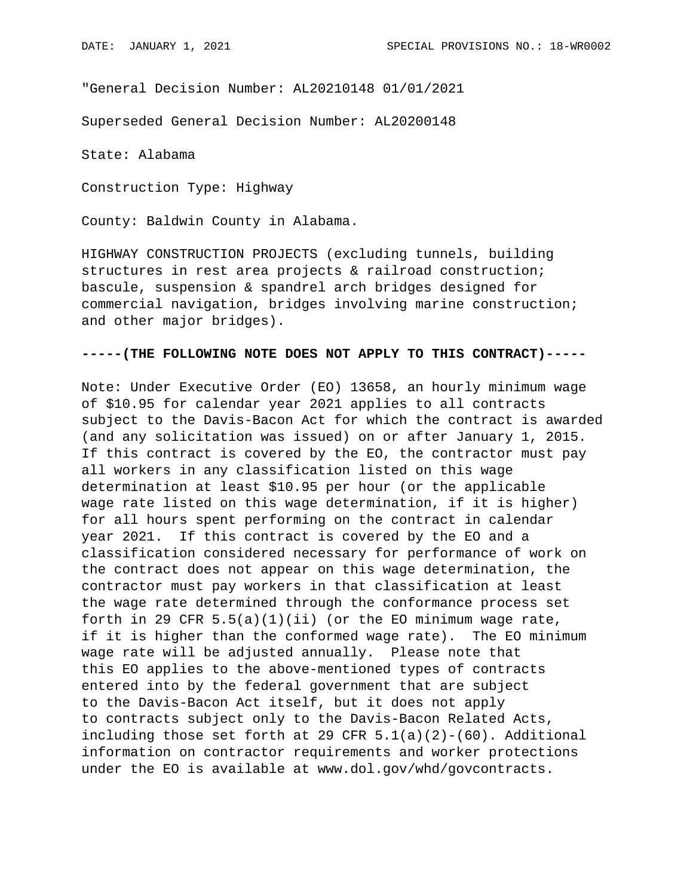DATE: JANUARY 1, 2021 SPECIAL PROVISIONS NO.: 18-WR0002

"General Decision Number: AL20210148 01/01/2021

Superseded General Decision Number: AL20200148

State: Alabama

Construction Type: Highway

County: Baldwin County in Alabama.

HIGHWAY CONSTRUCTION PROJECTS (excluding tunnels, building structures in rest area projects & railroad construction; bascule, suspension & spandrel arch bridges designed for commercial navigation, bridges involving marine construction; and other major bridges).

**-----(THE FOLLOWING NOTE DOES NOT APPLY TO THIS CONTRACT)-----**

Note: Under Executive Order (EO) 13658, an hourly minimum wage of $10.95 for calendar year 2021 applies to all contracts subject to the Davis-Bacon Act for which the contract is awarded (and any solicitation was issued) on or after January 1, 2015. If this contract is covered by the EO, the contractor must pay all workers in any classification listed on this wage determination at least $10.95 per hour (or the applicable wage rate listed on this wage determination, if it is higher) for all hours spent performing on the contract in calendar year 2021. If this contract is covered by the EO and a classification considered necessary for performance of work on the contract does not appear on this wage determination, the contractor must pay workers in that classification at least the wage rate determined through the conformance process set forth in 29 CFR 5.5(a)(1)(ii) (or the EO minimum wage rate, if it is higher than the conformed wage rate). The EO minimum wage rate will be adjusted annually. Please note that this EO applies to the above-mentioned types of contracts entered into by the federal government that are subject to the Davis-Bacon Act itself, but it does not apply to contracts subject only to the Davis-Bacon Related Acts, including those set forth at 29 CFR 5.1(a)(2)-(60). Additional information on contractor requirements and worker protections under the EO is available at www.dol.gov/whd/govcontracts.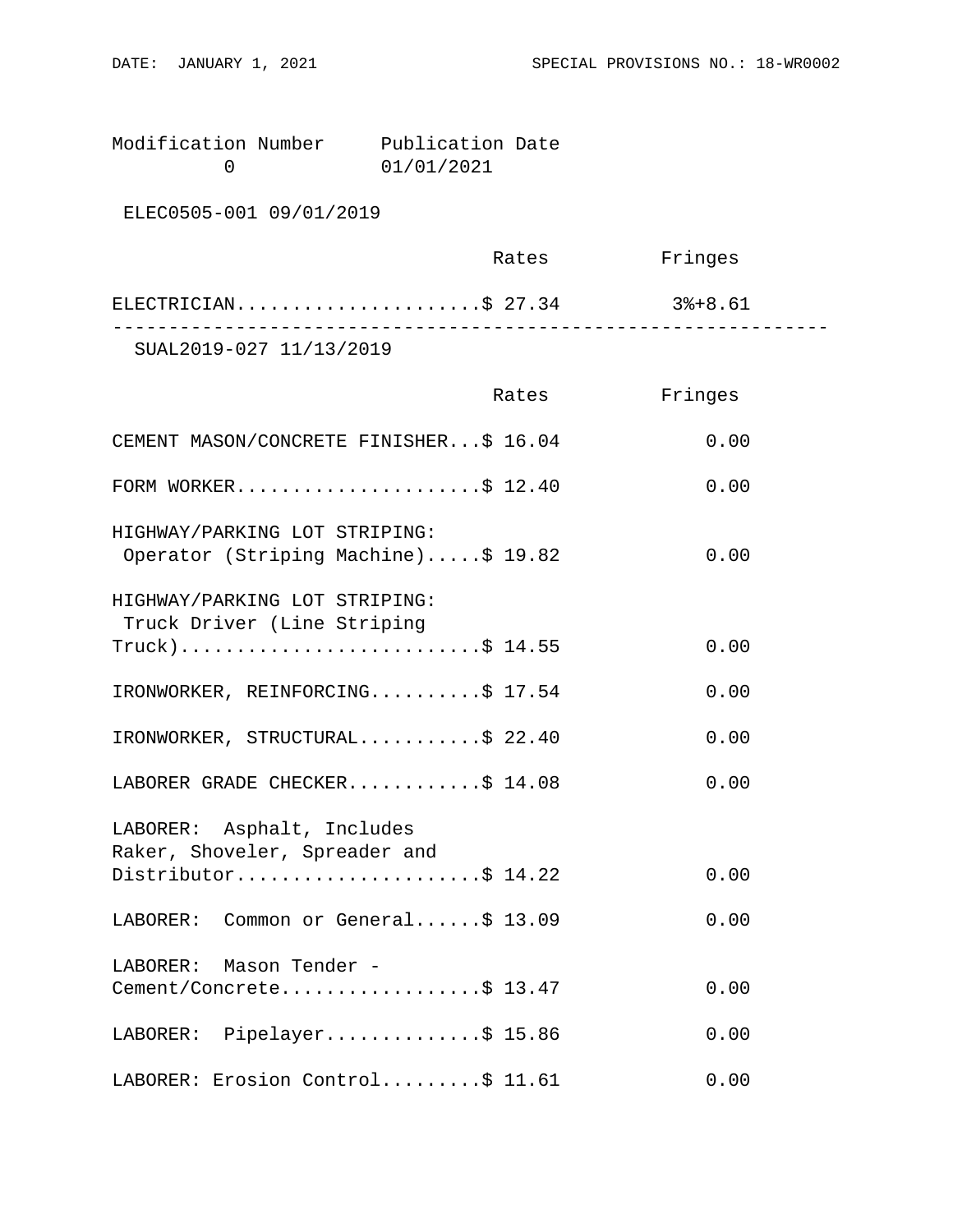| Modification Number | Publication Date |
|---|---|
| 0 | 01/01/2021 |

ELEC0505-001 09/01/2019

| | Rates | Fringes |
|---|---|---|
| ELECTRICIAN | $ 27.34 | 3%+8.61 |

---

SUAL2019-027 11/13/2019

| | Rates | Fringes |
|---|---|---|
| CEMENT MASON/CONCRETE FINISHER | $ 16.04 | 0.00 |
| FORM WORKER | $ 12.40 | 0.00 |
| HIGHWAY/PARKING LOT STRIPING: Operator (Striping Machine) | $ 19.82 | 0.00 |
| HIGHWAY/PARKING LOT STRIPING: Truck Driver (Line Striping Truck) | $ 14.55 | 0.00 |
| IRONWORKER, REINFORCING | $ 17.54 | 0.00 |
| IRONWORKER, STRUCTURAL | $ 22.40 | 0.00 |
| LABORER GRADE CHECKER | $ 14.08 | 0.00 |
| LABORER: Asphalt, Includes Raker, Shoveler, Spreader and Distributor | $ 14.22 | 0.00 |
| LABORER: Common or General | $ 13.09 | 0.00 |
| LABORER: Mason Tender - Cement/Concrete | $ 13.47 | 0.00 |
| LABORER: Pipelayer | $ 15.86 | 0.00 |
| LABORER: Erosion Control | $ 11.61 | 0.00 |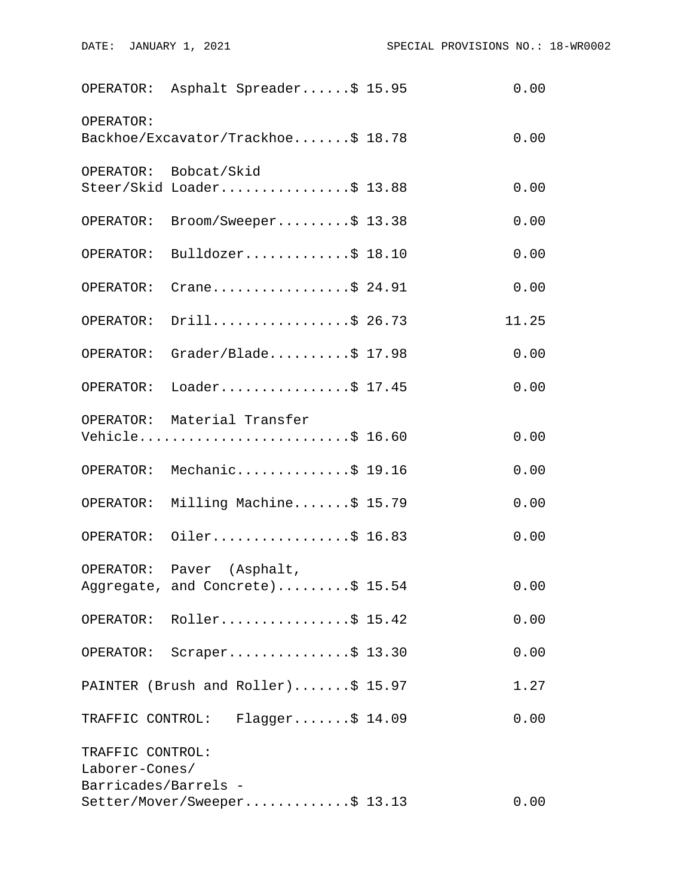| Classification | Rates | Fringes |
|---|---|---|
| OPERATOR: Asphalt Spreader | $ 15.95 | 0.00 |
| OPERATOR: Backhoe/Excavator/Trackhoe | $ 18.78 | 0.00 |
| OPERATOR: Bobcat/Skid Steer/Skid Loader | $ 13.88 | 0.00 |
| OPERATOR: Broom/Sweeper | $ 13.38 | 0.00 |
| OPERATOR: Bulldozer | $ 18.10 | 0.00 |
| OPERATOR: Crane | $ 24.91 | 0.00 |
| OPERATOR: Drill | $ 26.73 | 11.25 |
| OPERATOR: Grader/Blade | $ 17.98 | 0.00 |
| OPERATOR: Loader | $ 17.45 | 0.00 |
| OPERATOR: Material Transfer Vehicle | $ 16.60 | 0.00 |
| OPERATOR: Mechanic | $ 19.16 | 0.00 |
| OPERATOR: Milling Machine | $ 15.79 | 0.00 |
| OPERATOR: Oiler | $ 16.83 | 0.00 |
| OPERATOR: Paver (Asphalt, Aggregate, and Concrete) | $ 15.54 | 0.00 |
| OPERATOR: Roller | $ 15.42 | 0.00 |
| OPERATOR: Scraper | $ 13.30 | 0.00 |
| PAINTER (Brush and Roller) | $ 15.97 | 1.27 |
| TRAFFIC CONTROL: Flagger | $ 14.09 | 0.00 |
| TRAFFIC CONTROL: Laborer-Cones/ Barricades/Barrels - Setter/Mover/Sweeper | $ 13.13 | 0.00 |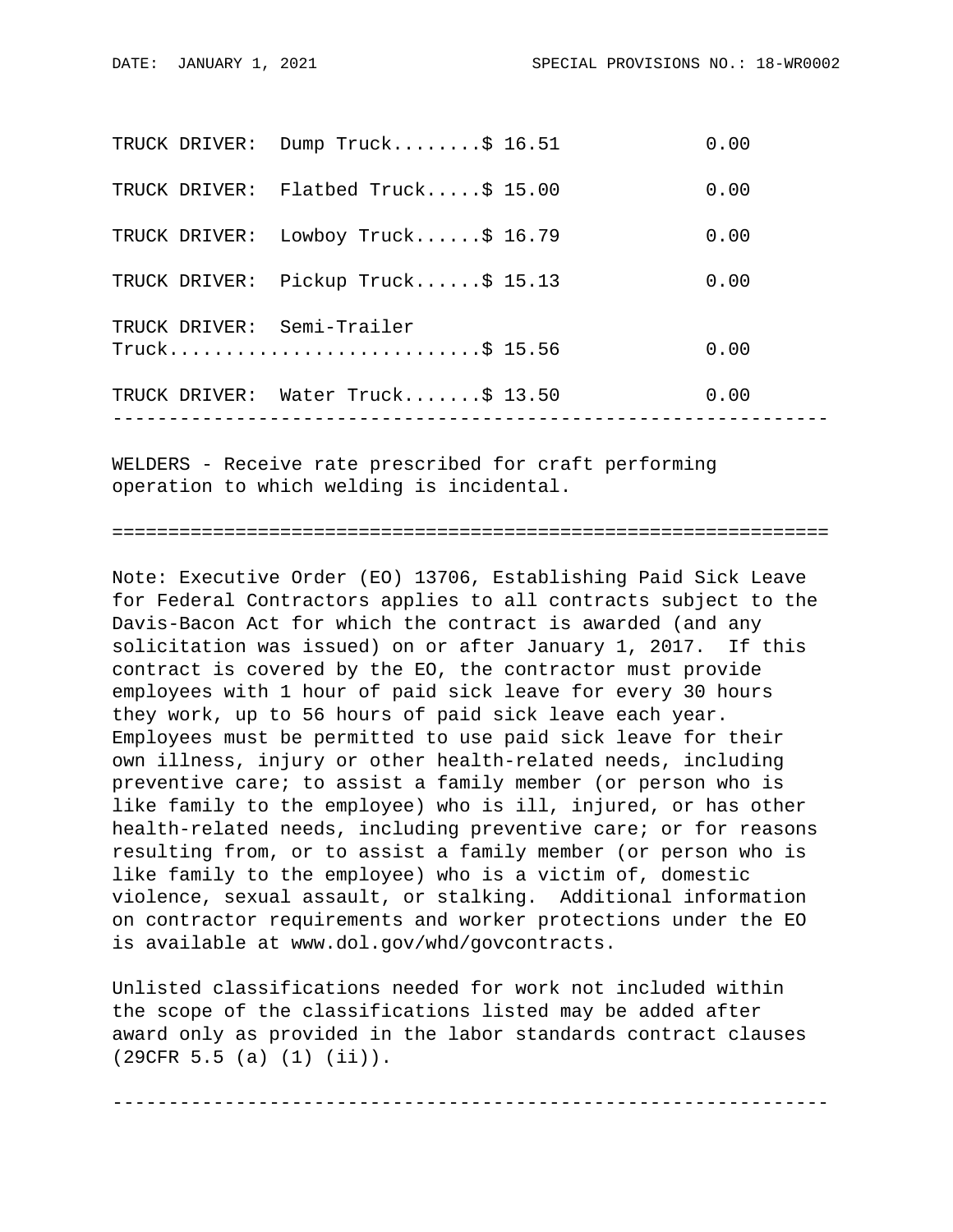| Classification | Rates | Fringes |
|---|---|---|
| TRUCK DRIVER: Dump Truck | $ 16.51 | 0.00 |
| TRUCK DRIVER: Flatbed Truck | $ 15.00 | 0.00 |
| TRUCK DRIVER: Lowboy Truck | $ 16.79 | 0.00 |
| TRUCK DRIVER: Pickup Truck | $ 15.13 | 0.00 |
| TRUCK DRIVER: Semi-Trailer Truck | $ 15.56 | 0.00 |
| TRUCK DRIVER: Water Truck | $ 13.50 | 0.00 |

---

WELDERS - Receive rate prescribed for craft performing operation to which welding is incidental.

================================================================

Note: Executive Order (EO) 13706, Establishing Paid Sick Leave for Federal Contractors applies to all contracts subject to the Davis-Bacon Act for which the contract is awarded (and any solicitation was issued) on or after January 1, 2017. If this contract is covered by the EO, the contractor must provide employees with 1 hour of paid sick leave for every 30 hours they work, up to 56 hours of paid sick leave each year. Employees must be permitted to use paid sick leave for their own illness, injury or other health-related needs, including preventive care; to assist a family member (or person who is like family to the employee) who is ill, injured, or has other health-related needs, including preventive care; or for reasons resulting from, or to assist a family member (or person who is like family to the employee) who is a victim of, domestic violence, sexual assault, or stalking. Additional information on contractor requirements and worker protections under the EO is available at www.dol.gov/whd/govcontracts.

Unlisted classifications needed for work not included within the scope of the classifications listed may be added after award only as provided in the labor standards contract clauses (29CFR 5.5 (a) (1) (ii)).

---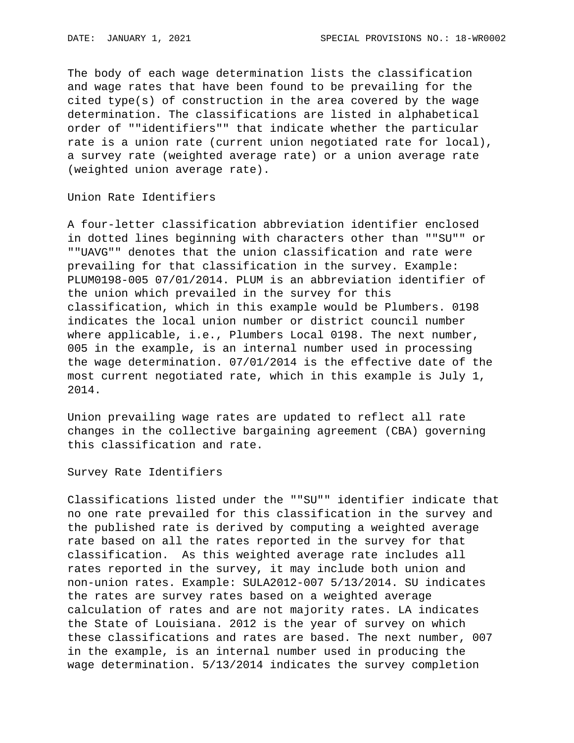The body of each wage determination lists the classification and wage rates that have been found to be prevailing for the cited type(s) of construction in the area covered by the wage determination. The classifications are listed in alphabetical order of ""identifiers"" that indicate whether the particular rate is a union rate (current union negotiated rate for local), a survey rate (weighted average rate) or a union average rate (weighted union average rate).

## Union Rate Identifiers

A four-letter classification abbreviation identifier enclosed in dotted lines beginning with characters other than ""SU"" or ""UAVG"" denotes that the union classification and rate were prevailing for that classification in the survey. Example: PLUM0198-005 07/01/2014. PLUM is an abbreviation identifier of the union which prevailed in the survey for this classification, which in this example would be Plumbers. 0198 indicates the local union number or district council number where applicable, i.e., Plumbers Local 0198. The next number, 005 in the example, is an internal number used in processing the wage determination. 07/01/2014 is the effective date of the most current negotiated rate, which in this example is July 1, 2014.

Union prevailing wage rates are updated to reflect all rate changes in the collective bargaining agreement (CBA) governing this classification and rate.

## Survey Rate Identifiers

Classifications listed under the ""SU"" identifier indicate that no one rate prevailed for this classification in the survey and the published rate is derived by computing a weighted average rate based on all the rates reported in the survey for that classification. As this weighted average rate includes all rates reported in the survey, it may include both union and non-union rates. Example: SULA2012-007 5/13/2014. SU indicates the rates are survey rates based on a weighted average calculation of rates and are not majority rates. LA indicates the State of Louisiana. 2012 is the year of survey on which these classifications and rates are based. The next number, 007 in the example, is an internal number used in producing the wage determination. 5/13/2014 indicates the survey completion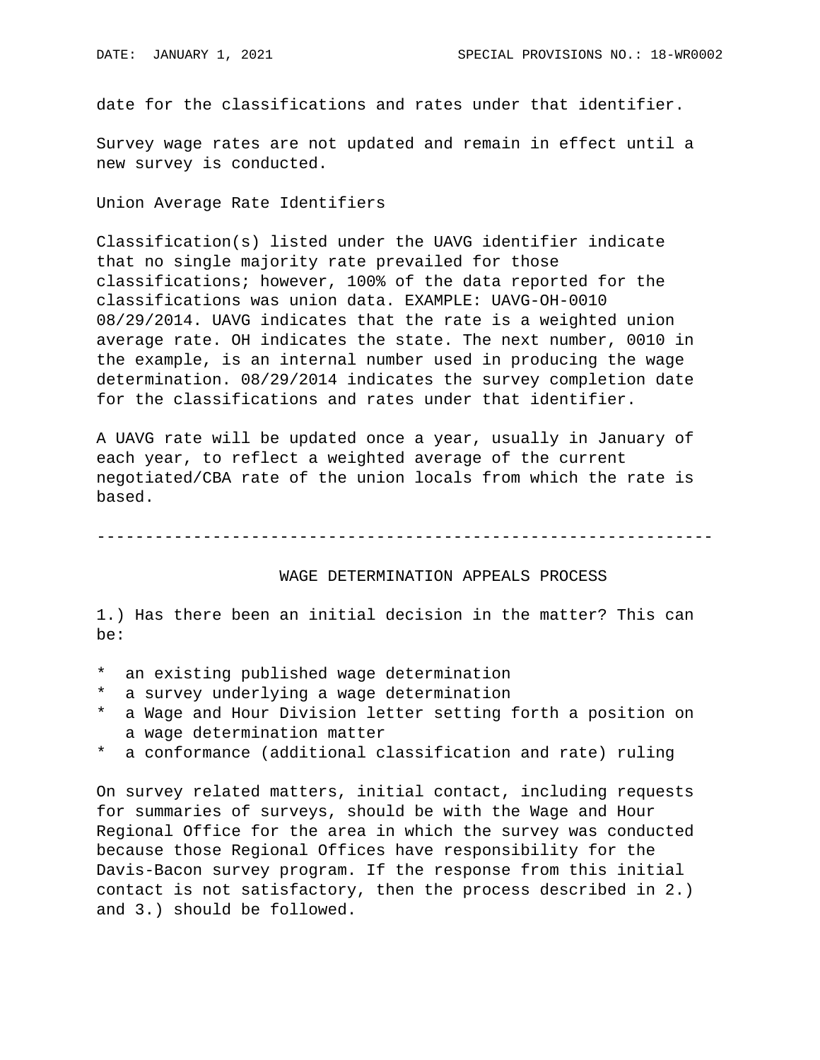date for the classifications and rates under that identifier.

Survey wage rates are not updated and remain in effect until a new survey is conducted.

Union Average Rate Identifiers

Classification(s) listed under the UAVG identifier indicate that no single majority rate prevailed for those classifications; however, 100% of the data reported for the classifications was union data. EXAMPLE: UAVG-OH-0010 08/29/2014. UAVG indicates that the rate is a weighted union average rate. OH indicates the state. The next number, 0010 in the example, is an internal number used in producing the wage determination. 08/29/2014 indicates the survey completion date for the classifications and rates under that identifier.

A UAVG rate will be updated once a year, usually in January of each year, to reflect a weighted average of the current negotiated/CBA rate of the union locals from which the rate is based.

---

## WAGE DETERMINATION APPEALS PROCESS

1.) Has there been an initial decision in the matter? This can be:

* an existing published wage determination
* a survey underlying a wage determination
* a Wage and Hour Division letter setting forth a position on a wage determination matter
* a conformance (additional classification and rate) ruling

On survey related matters, initial contact, including requests for summaries of surveys, should be with the Wage and Hour Regional Office for the area in which the survey was conducted because those Regional Offices have responsibility for the Davis-Bacon survey program. If the response from this initial contact is not satisfactory, then the process described in 2.) and 3.) should be followed.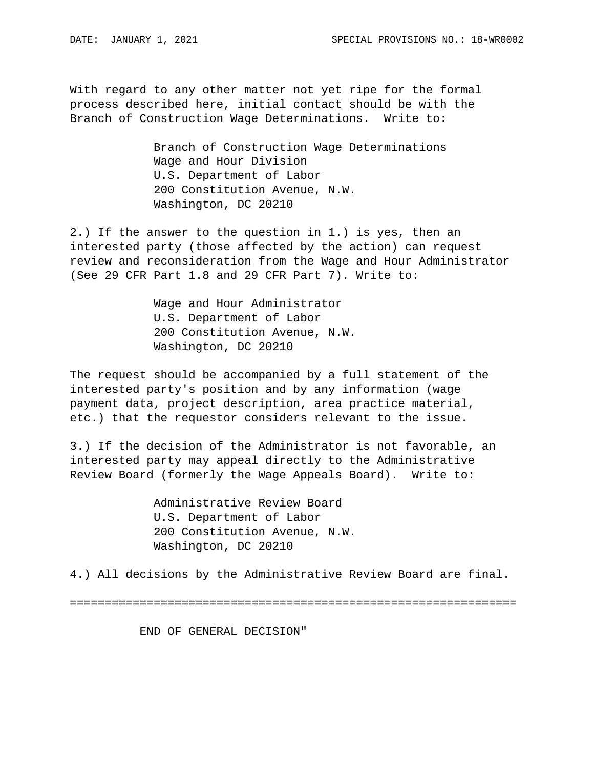With regard to any other matter not yet ripe for the formal process described here, initial contact should be with the Branch of Construction Wage Determinations. Write to:

Branch of Construction Wage Determinations
Wage and Hour Division
U.S. Department of Labor
200 Constitution Avenue, N.W.
Washington, DC 20210

2.) If the answer to the question in 1.) is yes, then an interested party (those affected by the action) can request review and reconsideration from the Wage and Hour Administrator (See 29 CFR Part 1.8 and 29 CFR Part 7). Write to:

Wage and Hour Administrator
U.S. Department of Labor
200 Constitution Avenue, N.W.
Washington, DC 20210

The request should be accompanied by a full statement of the interested party's position and by any information (wage payment data, project description, area practice material, etc.) that the requestor considers relevant to the issue.

3.) If the decision of the Administrator is not favorable, an interested party may appeal directly to the Administrative Review Board (formerly the Wage Appeals Board). Write to:

Administrative Review Board
U.S. Department of Labor
200 Constitution Avenue, N.W.
Washington, DC 20210

4.) All decisions by the Administrative Review Board are final.

================================================================

END OF GENERAL DECISION"